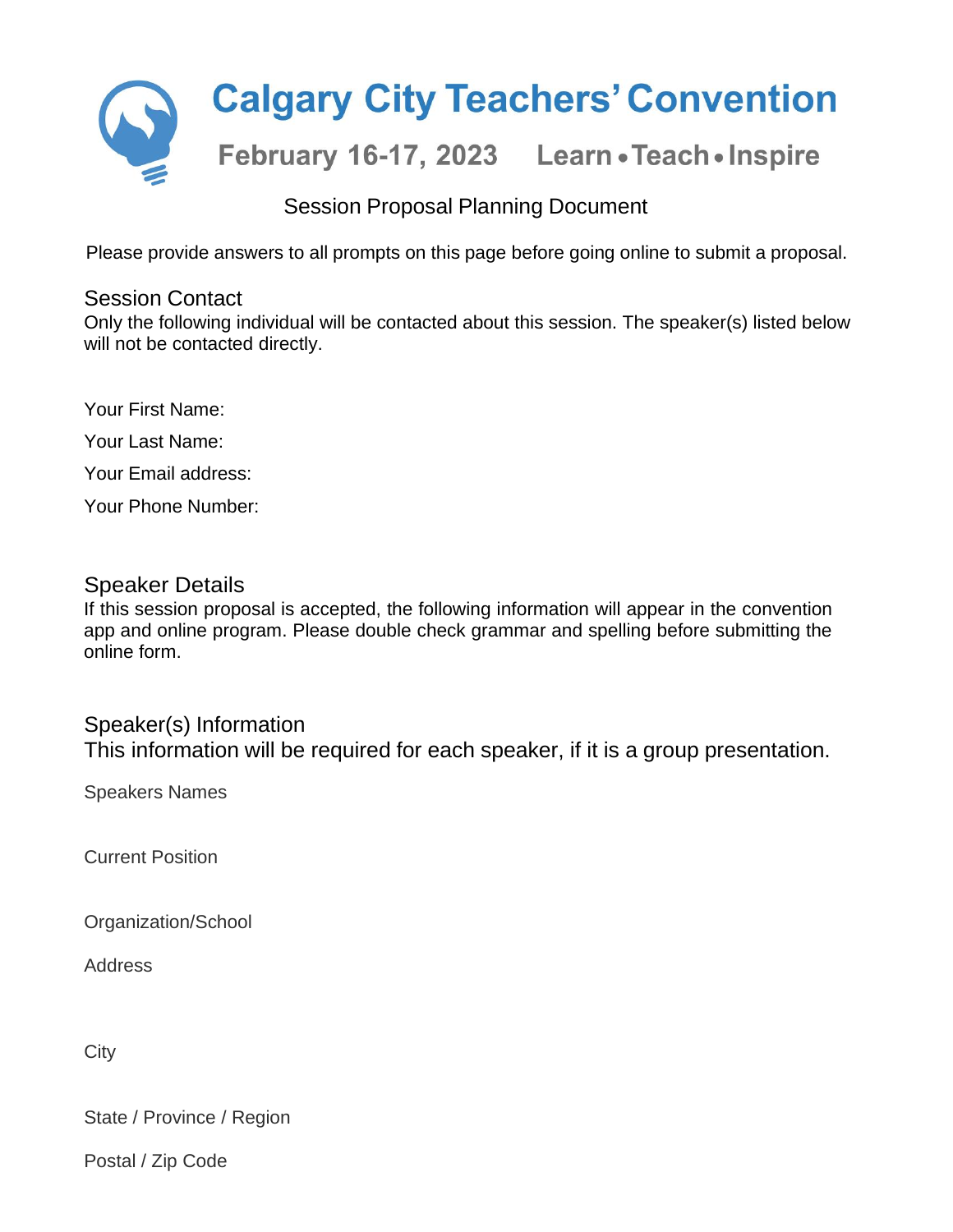# Calgary City Teachers' Convention

## February 16-17, 2023 Learn • Teach • Inspire

Session Proposal Planning Document

Please provide answers to all prompts on this page before going online to submit a proposal.

## Session Contact

Only the following individual will be contacted about this session. The speaker(s) listed below will not be contacted directly.

Your First Name:

Your Last Name:

Your Email address:

Your Phone Number:

## Speaker Details

If this session proposal is accepted, the following information will appear in the convention app and online program. Please double check grammar and spelling before submitting the online form.

## Speaker(s) Information

This information will be required for each speaker, if it is a group presentation.

Speakers Names

Current Position

Organization/School

Address

City

State / Province / Region

Postal / Zip Code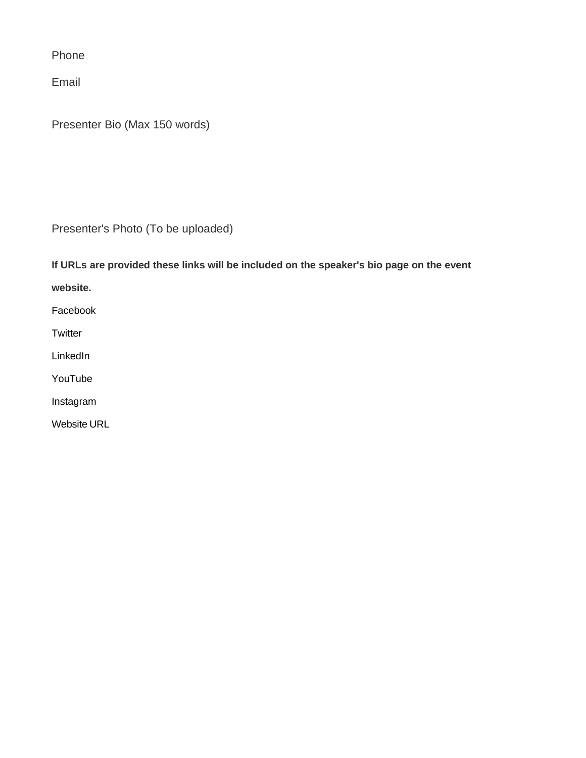Phone

Email

Presenter Bio (Max 150 words)

Presenter's Photo (To be uploaded)

**If URLs are provided these links will be included on the speaker's bio page on the event website.**

Facebook

Twitter

LinkedIn

YouTube

Instagram

Website URL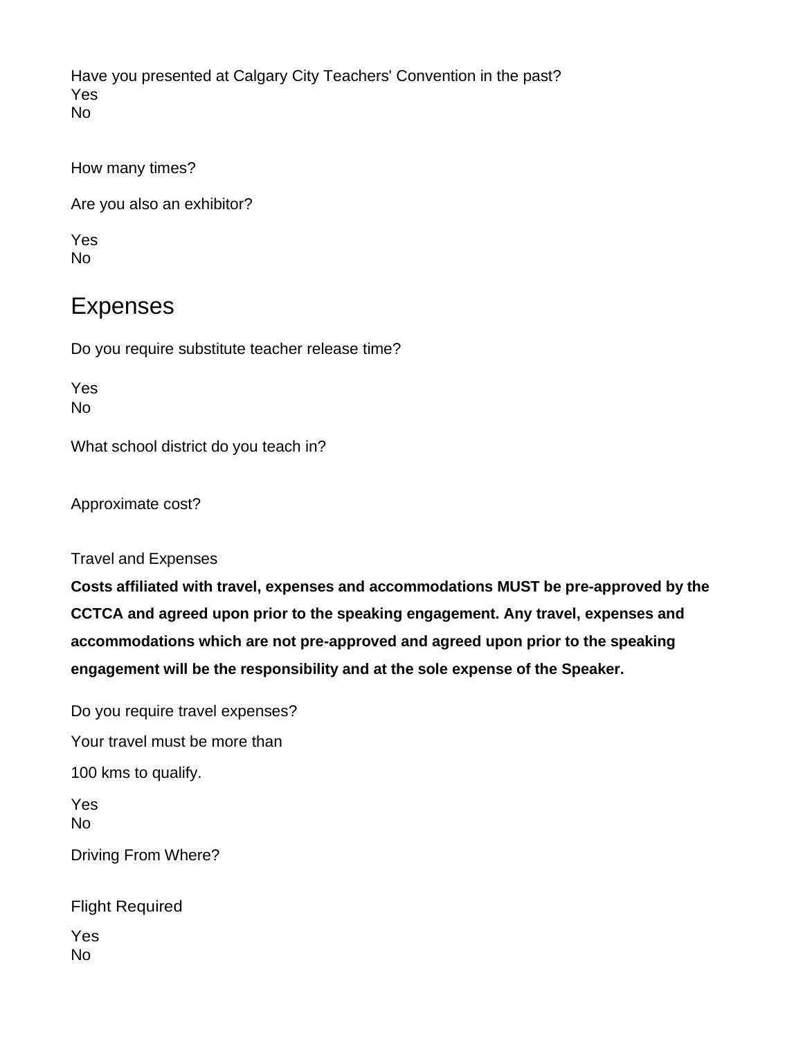Have you presented at Calgary City Teachers' Convention in the past?
Yes
No

How many times?

Are you also an exhibitor?

Yes
No

## Expenses

Do you require substitute teacher release time?

Yes
No

What school district do you teach in?

Approximate cost?

Travel and Expenses

**Costs affiliated with travel, expenses and accommodations MUST be pre-approved by the CCTCA and agreed upon prior to the speaking engagement. Any travel, expenses and accommodations which are not pre-approved and agreed upon prior to the speaking engagement will be the responsibility and at the sole expense of the Speaker.**

Do you require travel expenses?

Your travel must be more than

100 kms to qualify.

Yes
No

Driving From Where?

Flight Required

Yes
No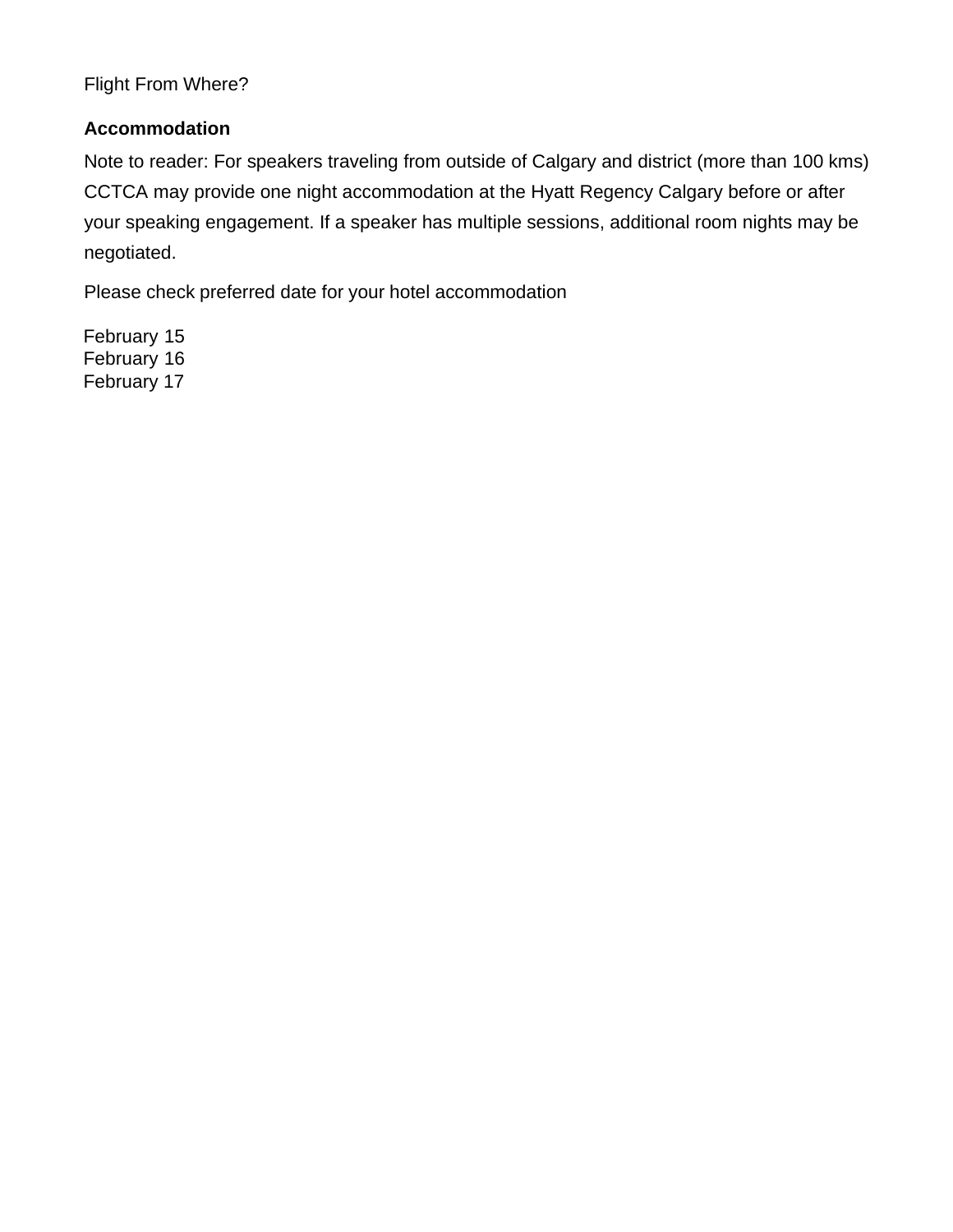Flight From Where?

**Accommodation**

Note to reader: For speakers traveling from outside of Calgary and district (more than 100 kms) CCTCA may provide one night accommodation at the Hyatt Regency Calgary before or after your speaking engagement. If a speaker has multiple sessions, additional room nights may be negotiated.

Please check preferred date for your hotel accommodation

February 15
February 16
February 17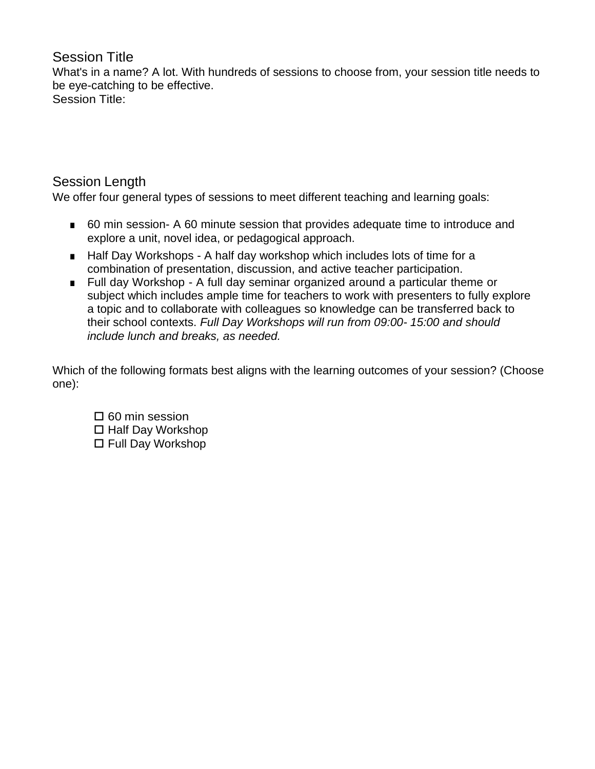## Session Title

What's in a name? A lot. With hundreds of sessions to choose from, your session title needs to be eye-catching to be effective.

Session Title:

## Session Length

We offer four general types of sessions to meet different teaching and learning goals:

- 60 min session- A 60 minute session that provides adequate time to introduce and explore a unit, novel idea, or pedagogical approach.
- Half Day Workshops - A half day workshop which includes lots of time for a combination of presentation, discussion, and active teacher participation.
- Full day Workshop - A full day seminar organized around a particular theme or subject which includes ample time for teachers to work with presenters to fully explore a topic and to collaborate with colleagues so knowledge can be transferred back to their school contexts. *Full Day Workshops will run from 09:00- 15:00 and should include lunch and breaks, as needed.*

Which of the following formats best aligns with the learning outcomes of your session? (Choose one):

- ☐ 60 min session
- ☐ Half Day Workshop
- ☐ Full Day Workshop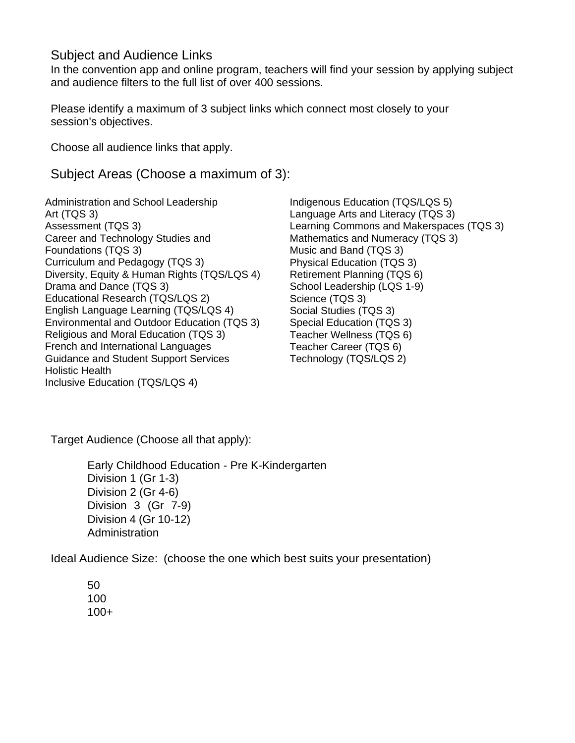## Subject and Audience Links

In the convention app and online program, teachers will find your session by applying subject and audience filters to the full list of over 400 sessions.

Please identify a maximum of 3 subject links which connect most closely to your session's objectives.

Choose all audience links that apply.

## Subject Areas (Choose a maximum of 3):

Administration and School Leadership
Art (TQS 3)
Assessment (TQS 3)
Career and Technology Studies and Foundations (TQS 3)
Curriculum and Pedagogy (TQS 3)
Diversity, Equity & Human Rights (TQS/LQS 4)
Drama and Dance (TQS 3)
Educational Research (TQS/LQS 2)
English Language Learning (TQS/LQS 4)
Environmental and Outdoor Education (TQS 3)
Religious and Moral Education (TQS 3)
French and International Languages
Guidance and Student Support Services
Holistic Health
Inclusive Education (TQS/LQS 4)
Indigenous Education (TQS/LQS 5)
Language Arts and Literacy (TQS 3)
Learning Commons and Makerspaces (TQS 3)
Mathematics and Numeracy (TQS 3)
Music and Band (TQS 3)
Physical Education (TQS 3)
Retirement Planning (TQS 6)
School Leadership (LQS 1-9)
Science (TQS 3)
Social Studies (TQS 3)
Special Education (TQS 3)
Teacher Wellness (TQS 6)
Teacher Career (TQS 6)
Technology (TQS/LQS 2)

Target Audience (Choose all that apply):

Early Childhood Education - Pre K-Kindergarten
Division 1 (Gr 1-3)
Division 2 (Gr 4-6)
Division 3 (Gr 7-9)
Division 4 (Gr 10-12)
Administration

Ideal Audience Size: (choose the one which best suits your presentation)

50
100
100+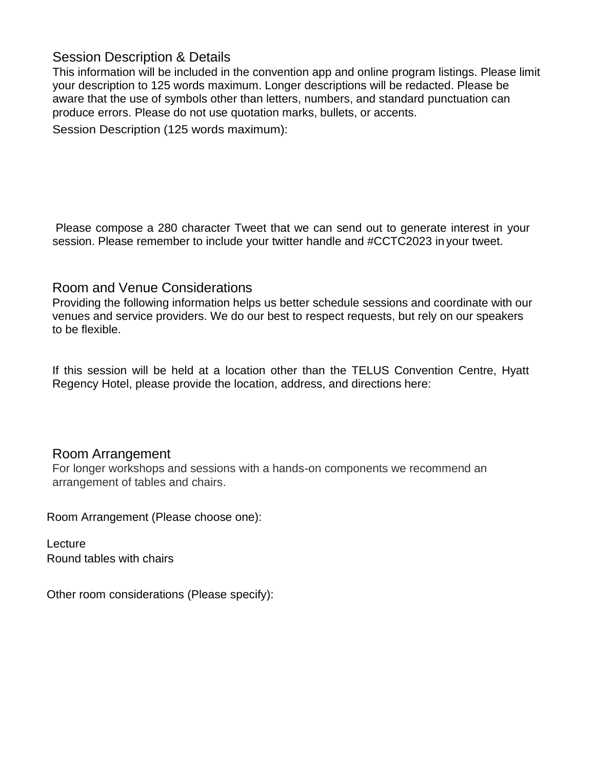## Session Description & Details

This information will be included in the convention app and online program listings. Please limit your description to 125 words maximum. Longer descriptions will be redacted. Please be aware that the use of symbols other than letters, numbers, and standard punctuation can produce errors. Please do not use quotation marks, bullets, or accents.

Session Description (125 words maximum):

Please compose a 280 character Tweet that we can send out to generate interest in your session. Please remember to include your twitter handle and #CCTC2023 in your tweet.

## Room and Venue Considerations

Providing the following information helps us better schedule sessions and coordinate with our venues and service providers. We do our best to respect requests, but rely on our speakers to be flexible.

If this session will be held at a location other than the TELUS Convention Centre, Hyatt Regency Hotel, please provide the location, address, and directions here:

## Room Arrangement

For longer workshops and sessions with a hands-on components we recommend an arrangement of tables and chairs.

Room Arrangement (Please choose one):

Lecture
Round tables with chairs

Other room considerations (Please specify):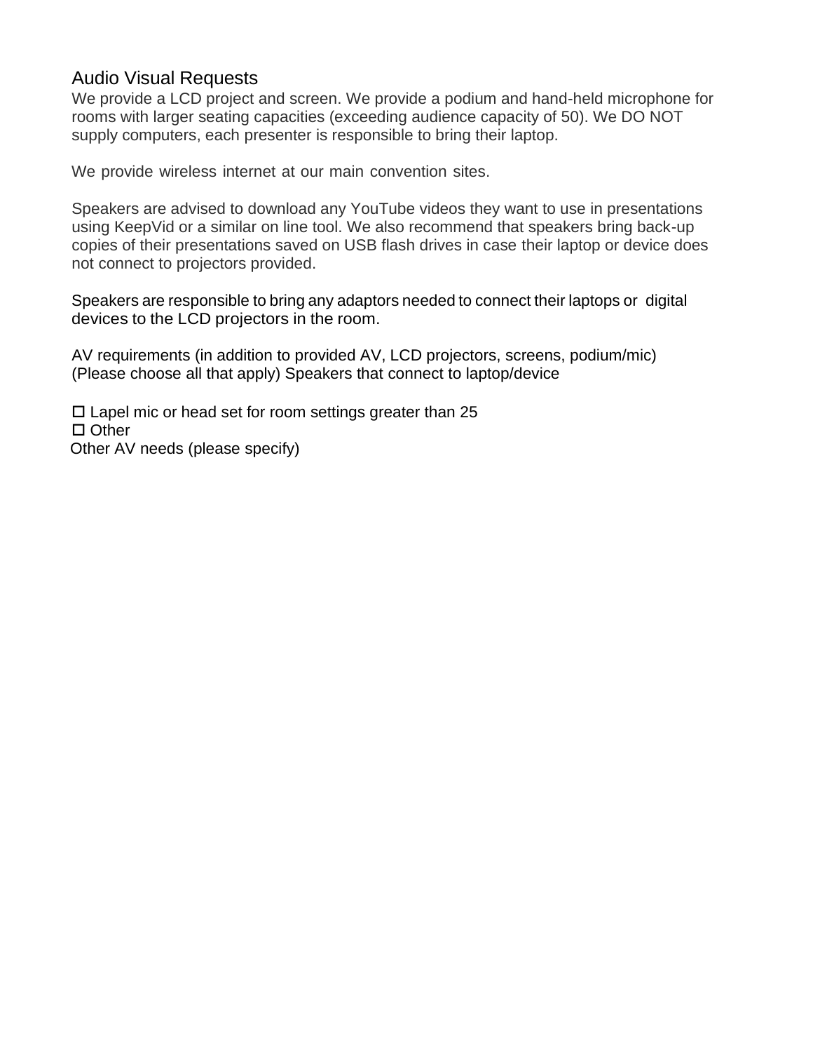## Audio Visual Requests

We provide a LCD project and screen. We provide a podium and hand-held microphone for rooms with larger seating capacities (exceeding audience capacity of 50). We DO NOT supply computers, each presenter is responsible to bring their laptop.

We provide wireless internet at our main convention sites.

Speakers are advised to download any YouTube videos they want to use in presentations using KeepVid or a similar on line tool. We also recommend that speakers bring back-up copies of their presentations saved on USB flash drives in case their laptop or device does not connect to projectors provided.

Speakers are responsible to bring any adaptors needed to connect their laptops or digital devices to the LCD projectors in the room.

AV requirements (in addition to provided AV, LCD projectors, screens, podium/mic) (Please choose all that apply) Speakers that connect to laptop/device

☐ Lapel mic or head set for room settings greater than 25
☐ Other
Other AV needs (please specify)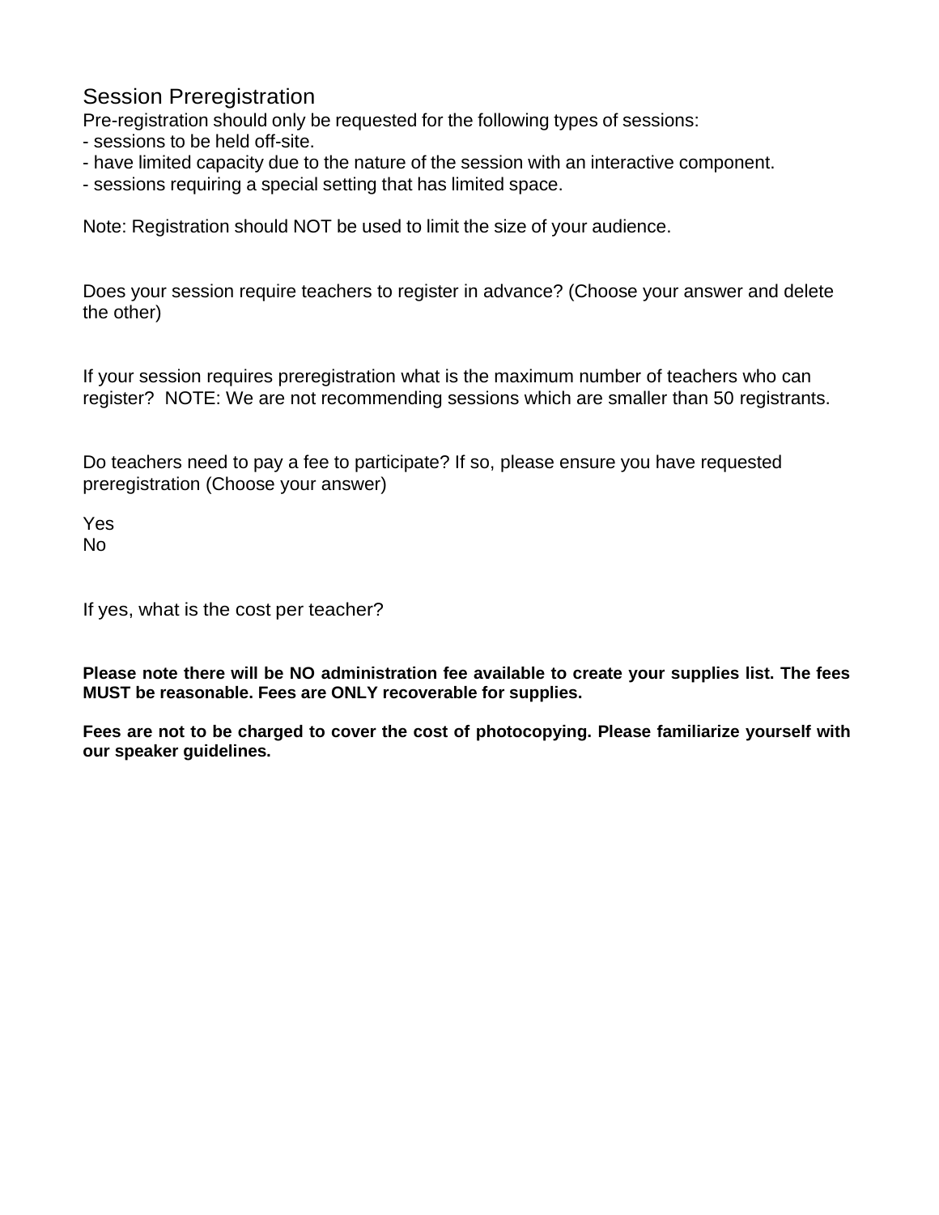## Session Preregistration

Pre-registration should only be requested for the following types of sessions:

- sessions to be held off-site.
- have limited capacity due to the nature of the session with an interactive component.
- sessions requiring a special setting that has limited space.

Note: Registration should NOT be used to limit the size of your audience.

Does your session require teachers to register in advance? (Choose your answer and delete the other)

If your session requires preregistration what is the maximum number of teachers who can register? NOTE: We are not recommending sessions which are smaller than 50 registrants.

Do teachers need to pay a fee to participate? If so, please ensure you have requested preregistration (Choose your answer)

Yes
No

If yes, what is the cost per teacher?

**Please note there will be NO administration fee available to create your supplies list. The fees MUST be reasonable. Fees are ONLY recoverable for supplies.**

**Fees are not to be charged to cover the cost of photocopying. Please familiarize yourself with our speaker guidelines.**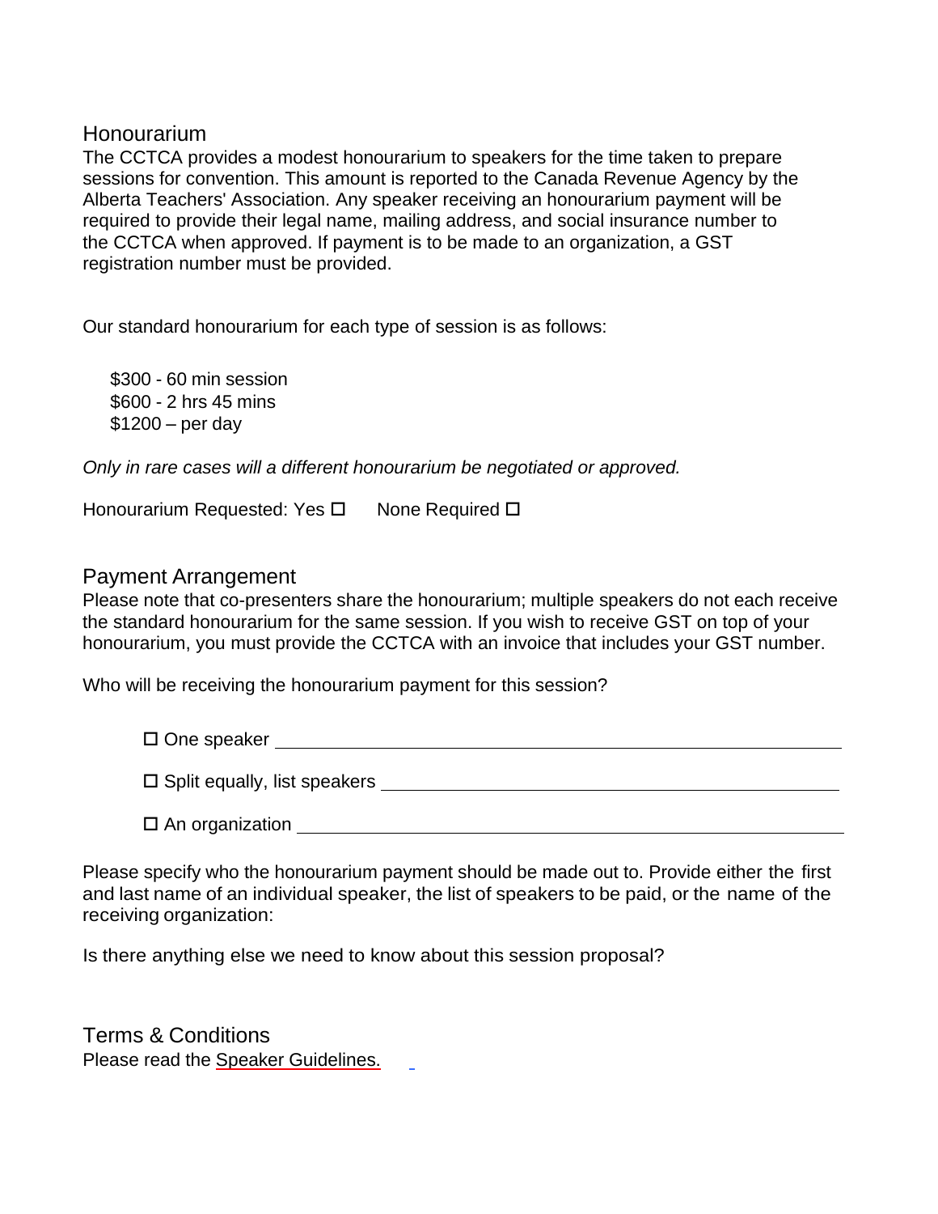## Honourarium

The CCTCA provides a modest honourarium to speakers for the time taken to prepare sessions for convention. This amount is reported to the Canada Revenue Agency by the Alberta Teachers' Association. Any speaker receiving an honourarium payment will be required to provide their legal name, mailing address, and social insurance number to the CCTCA when approved. If payment is to be made to an organization, a GST registration number must be provided.

Our standard honourarium for each type of session is as follows:

$300 - 60 min session
$600 - 2 hrs 45 mins
$1200 – per day

*Only in rare cases will a different honourarium be negotiated or approved.*

Honourarium Requested: Yes ☐ None Required ☐

## Payment Arrangement

Please note that co-presenters share the honourarium; multiple speakers do not each receive the standard honourarium for the same session. If you wish to receive GST on top of your honourarium, you must provide the CCTCA with an invoice that includes your GST number.

Who will be receiving the honourarium payment for this session?

☐ One speaker ______________________________________________

☐ Split equally, list speakers ____________________________________

☐ An organization ___________________________________________

Please specify who the honourarium payment should be made out to. Provide either the first and last name of an individual speaker, the list of speakers to be paid, or the name of the receiving organization:

Is there anything else we need to know about this session proposal?

## Terms & Conditions

Please read the Speaker Guidelines.